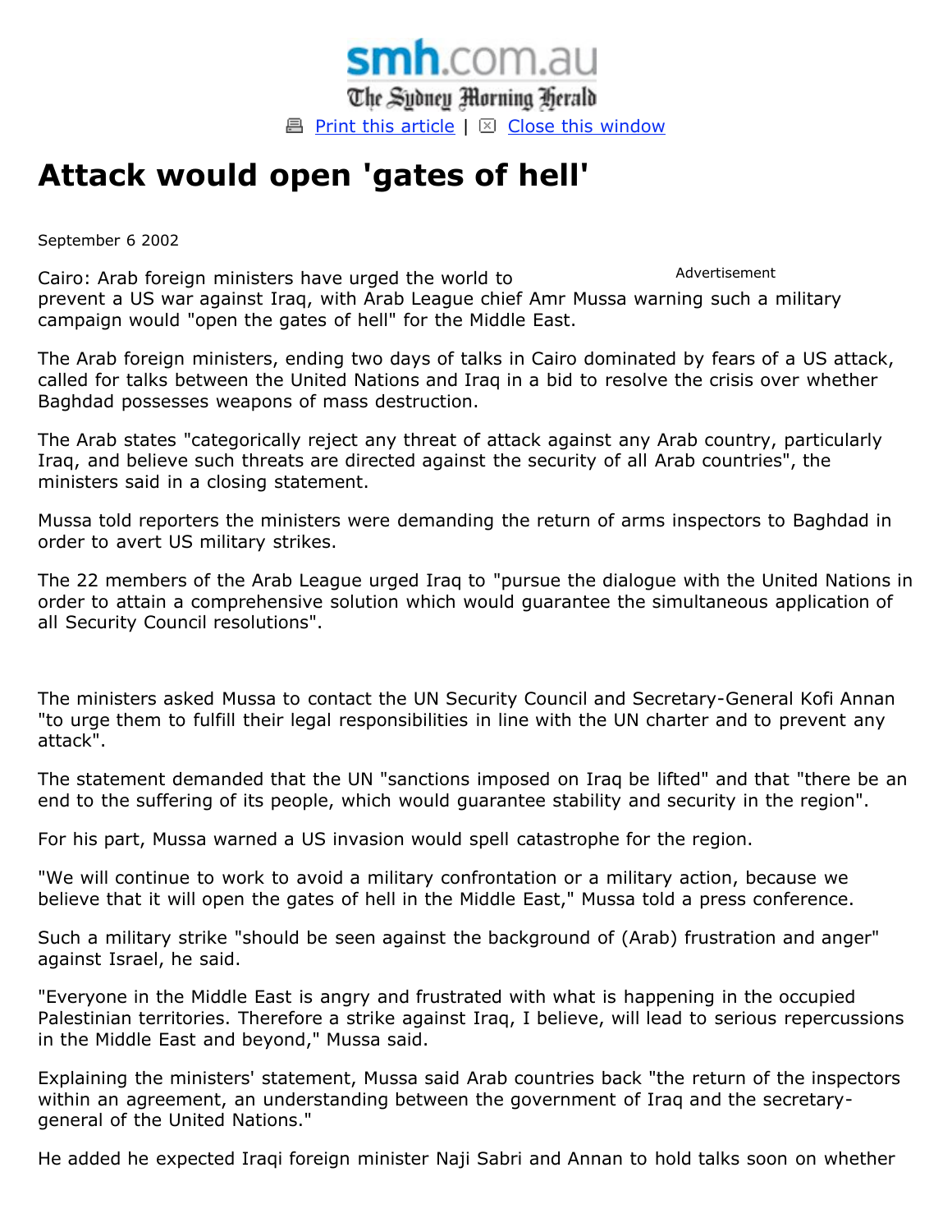smh.com.au

The Sydney Morning Herald

Print this article | Close this window

# Attack would open 'gates of hell'

September 6 2002

Cairo: Arab foreign ministers have urged the world to prevent a US war against Iraq, with Arab League chief Amr Mussa warning such a military campaign would "open the gates of hell" for the Middle East.

The Arab foreign ministers, ending two days of talks in Cairo dominated by fears of a US attack, called for talks between the United Nations and Iraq in a bid to resolve the crisis over whether Baghdad possesses weapons of mass destruction.

The Arab states "categorically reject any threat of attack against any Arab country, particularly Iraq, and believe such threats are directed against the security of all Arab countries", the ministers said in a closing statement.

Mussa told reporters the ministers were demanding the return of arms inspectors to Baghdad in order to avert US military strikes.

The 22 members of the Arab League urged Iraq to "pursue the dialogue with the United Nations in order to attain a comprehensive solution which would guarantee the simultaneous application of all Security Council resolutions".

The ministers asked Mussa to contact the UN Security Council and Secretary-General Kofi Annan "to urge them to fulfill their legal responsibilities in line with the UN charter and to prevent any attack".

The statement demanded that the UN "sanctions imposed on Iraq be lifted" and that "there be an end to the suffering of its people, which would guarantee stability and security in the region".

For his part, Mussa warned a US invasion would spell catastrophe for the region.

"We will continue to work to avoid a military confrontation or a military action, because we believe that it will open the gates of hell in the Middle East," Mussa told a press conference.

Such a military strike "should be seen against the background of (Arab) frustration and anger" against Israel, he said.

"Everyone in the Middle East is angry and frustrated with what is happening in the occupied Palestinian territories. Therefore a strike against Iraq, I believe, will lead to serious repercussions in the Middle East and beyond," Mussa said.

Explaining the ministers' statement, Mussa said Arab countries back "the return of the inspectors within an agreement, an understanding between the government of Iraq and the secretary-general of the United Nations."

He added he expected Iraqi foreign minister Naji Sabri and Annan to hold talks soon on whether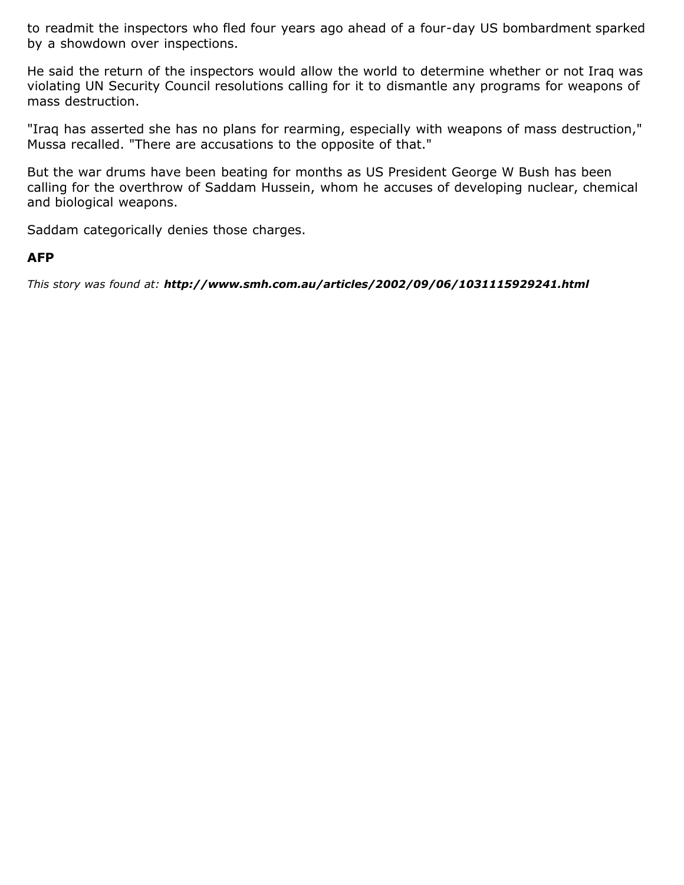to readmit the inspectors who fled four years ago ahead of a four-day US bombardment sparked by a showdown over inspections.

He said the return of the inspectors would allow the world to determine whether or not Iraq was violating UN Security Council resolutions calling for it to dismantle any programs for weapons of mass destruction.

"Iraq has asserted she has no plans for rearming, especially with weapons of mass destruction," Mussa recalled. "There are accusations to the opposite of that."

But the war drums have been beating for months as US President George W Bush has been calling for the overthrow of Saddam Hussein, whom he accuses of developing nuclear, chemical and biological weapons.

Saddam categorically denies those charges.

**AFP**

*This story was found at:* ***http://www.smh.com.au/articles/2002/09/06/1031115929241.html***